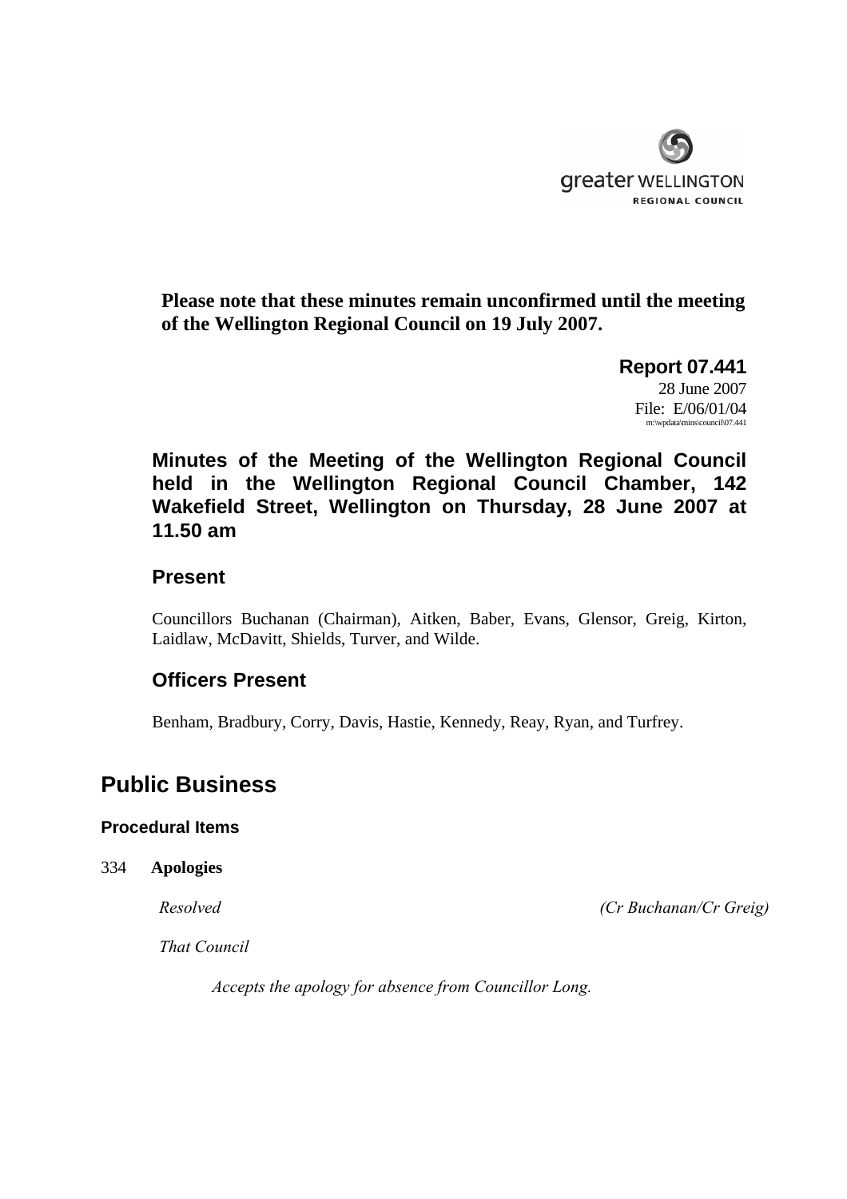greater WELLINGTON
REGIONAL COUNCIL

**Please note that these minutes remain unconfirmed until the meeting of the Wellington Regional Council on 19 July 2007.**

**Report 07.441**
28 June 2007
File: E/06/01/04
m:\wpdata\mins\council\07.441

## Minutes of the Meeting of the Wellington Regional Council held in the Wellington Regional Council Chamber, 142 Wakefield Street, Wellington on Thursday, 28 June 2007 at 11.50 am

### Present

Councillors Buchanan (Chairman), Aitken, Baber, Evans, Glensor, Greig, Kirton, Laidlaw, McDavitt, Shields, Turver, and Wilde.

### Officers Present

Benham, Bradbury, Corry, Davis, Hastie, Kennedy, Reay, Ryan, and Turfrey.

# Public Business

#### Procedural Items

334 **Apologies**

*Resolved* *(Cr Buchanan/Cr Greig)*

*That Council*

*Accepts the apology for absence from Councillor Long.*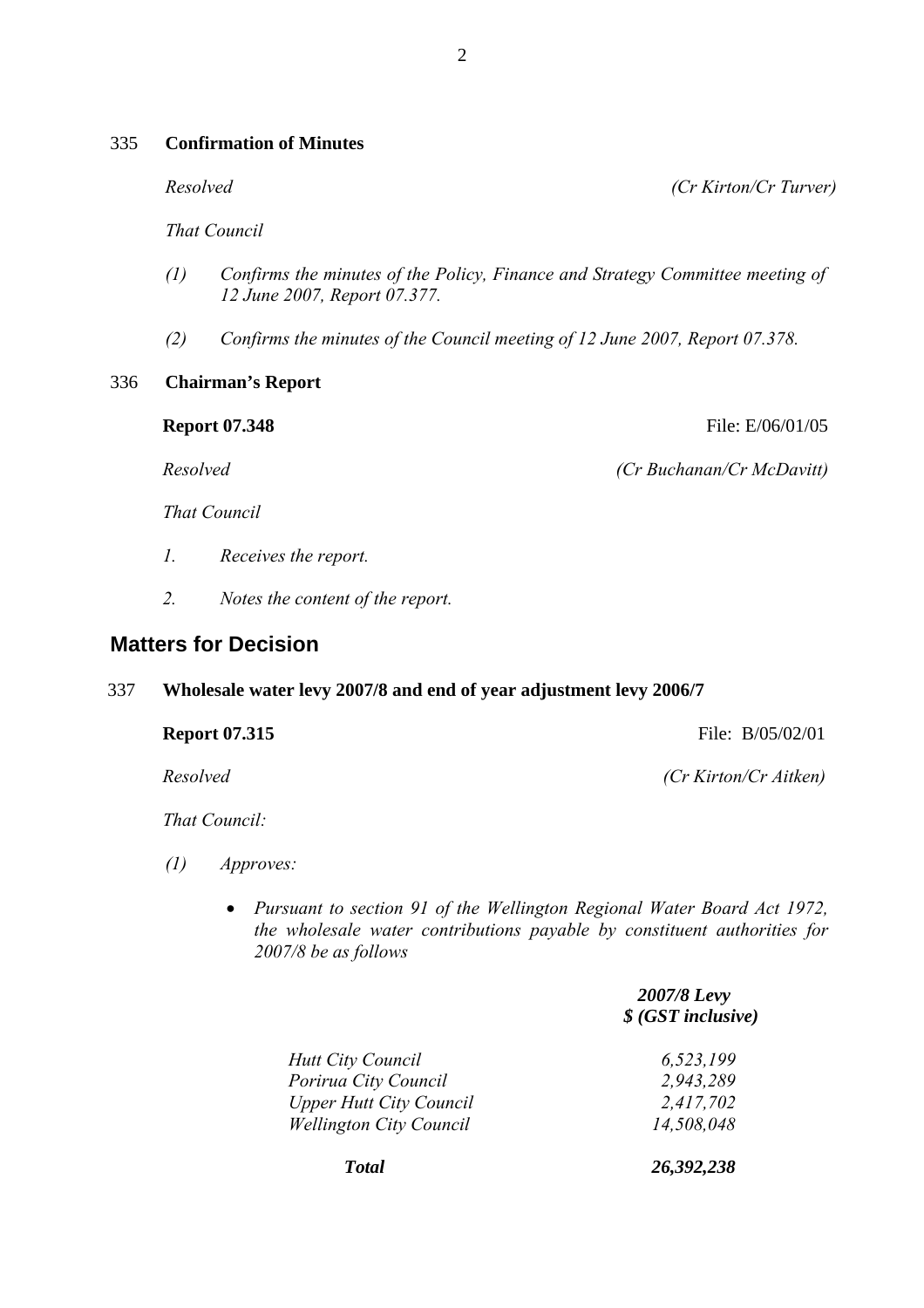335 **Confirmation of Minutes**

*Resolved* *(Cr Kirton/Cr Turver)*

*That Council*

*(1) Confirms the minutes of the Policy, Finance and Strategy Committee meeting of 12 June 2007, Report 07.377.*

*(2) Confirms the minutes of the Council meeting of 12 June 2007, Report 07.378.*

336 **Chairman's Report**

**Report 07.348** File: E/06/01/05

*Resolved* *(Cr Buchanan/Cr McDavitt)*

*That Council*

*1. Receives the report.*

*2. Notes the content of the report.*

## Matters for Decision

337 **Wholesale water levy 2007/8 and end of year adjustment levy 2006/7**

**Report 07.315** File: B/05/02/01

*Resolved* *(Cr Kirton/Cr Aitken)*

*That Council:*

*(1) Approves:*

- *Pursuant to section 91 of the Wellington Regional Water Board Act 1972, the wholesale water contributions payable by constituent authorities for 2007/8 be as follows*

| | ***2007/8 Levy $ (GST inclusive)*** |
|---|---|
| *Hutt City Council* | *6,523,199* |
| *Porirua City Council* | *2,943,289* |
| *Upper Hutt City Council* | *2,417,702* |
| *Wellington City Council* | *14,508,048* |
| ***Total*** | ***26,392,238*** |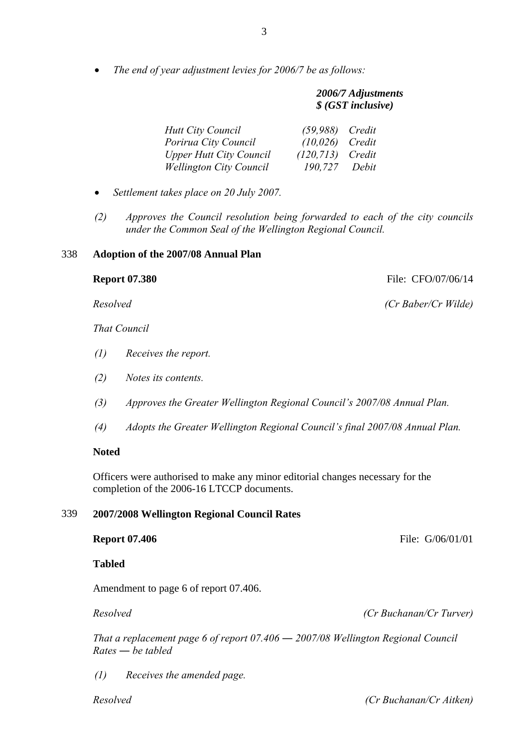- *The end of year adjustment levies for 2006/7 be as follows:*

| | ***2006/7 Adjustments $ (GST inclusive)*** | |
|---|---|---|
| *Hutt City Council* | *(59,988)* | *Credit* |
| *Porirua City Council* | *(10,026)* | *Credit* |
| *Upper Hutt City Council* | *(120,713)* | *Credit* |
| *Wellington City Council* | *190,727* | *Debit* |

- *Settlement takes place on 20 July 2007.*

*(2) Approves the Council resolution being forwarded to each of the city councils under the Common Seal of the Wellington Regional Council.*

## 338 Adoption of the 2007/08 Annual Plan

**Report 07.380** File: CFO/07/06/14

*Resolved* *(Cr Baber/Cr Wilde)*

*That Council*

*(1) Receives the report.*

*(2) Notes its contents.*

*(3) Approves the Greater Wellington Regional Council's 2007/08 Annual Plan.*

*(4) Adopts the Greater Wellington Regional Council's final 2007/08 Annual Plan.*

**Noted**

Officers were authorised to make any minor editorial changes necessary for the completion of the 2006-16 LTCCP documents.

## 339 2007/2008 Wellington Regional Council Rates

**Report 07.406** File: G/06/01/01

**Tabled**

Amendment to page 6 of report 07.406.

*Resolved* *(Cr Buchanan/Cr Turver)*

*That a replacement page 6 of report 07.406 — 2007/08 Wellington Regional Council Rates — be tabled*

*(1) Receives the amended page.*

*Resolved* *(Cr Buchanan/Cr Aitken)*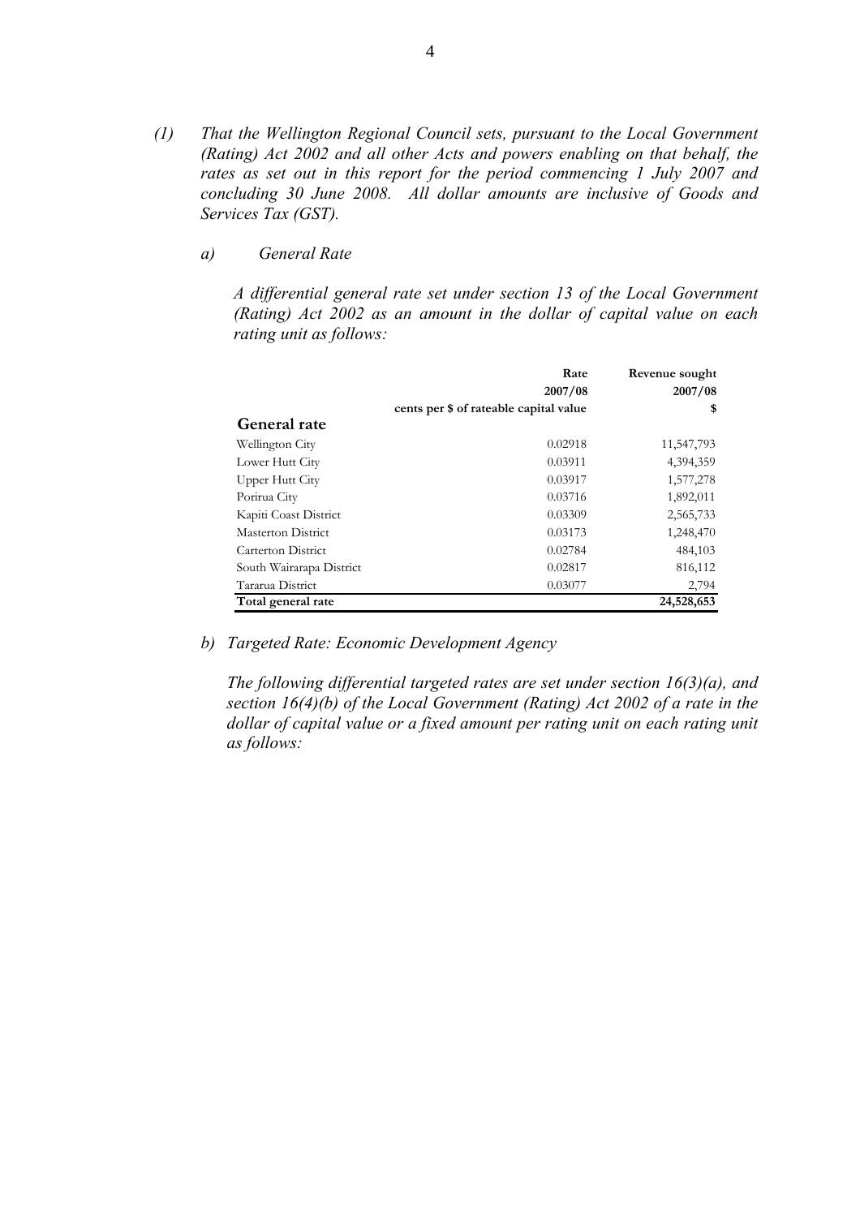*(1) That the Wellington Regional Council sets, pursuant to the Local Government (Rating) Act 2002 and all other Acts and powers enabling on that behalf, the rates as set out in this report for the period commencing 1 July 2007 and concluding 30 June 2008. All dollar amounts are inclusive of Goods and Services Tax (GST).*

*a) General Rate*

*A differential general rate set under section 13 of the Local Government (Rating) Act 2002 as an amount in the dollar of capital value on each rating unit as follows:*

| | Rate 2007/08 cents per $ of rateable capital value | Revenue sought 2007/08 $ |
|---|---|---|
| **General rate** | | |
| Wellington City | 0.02918 | 11,547,793 |
| Lower Hutt City | 0.03911 | 4,394,359 |
| Upper Hutt City | 0.03917 | 1,577,278 |
| Porirua City | 0.03716 | 1,892,011 |
| Kapiti Coast District | 0.03309 | 2,565,733 |
| Masterton District | 0.03173 | 1,248,470 |
| Carterton District | 0.02784 | 484,103 |
| South Wairarapa District | 0.02817 | 816,112 |
| Tararua District | 0.03077 | 2,794 |
| **Total general rate** | | **24,528,653** |

*b) Targeted Rate: Economic Development Agency*

*The following differential targeted rates are set under section 16(3)(a), and section 16(4)(b) of the Local Government (Rating) Act 2002 of a rate in the dollar of capital value or a fixed amount per rating unit on each rating unit as follows:*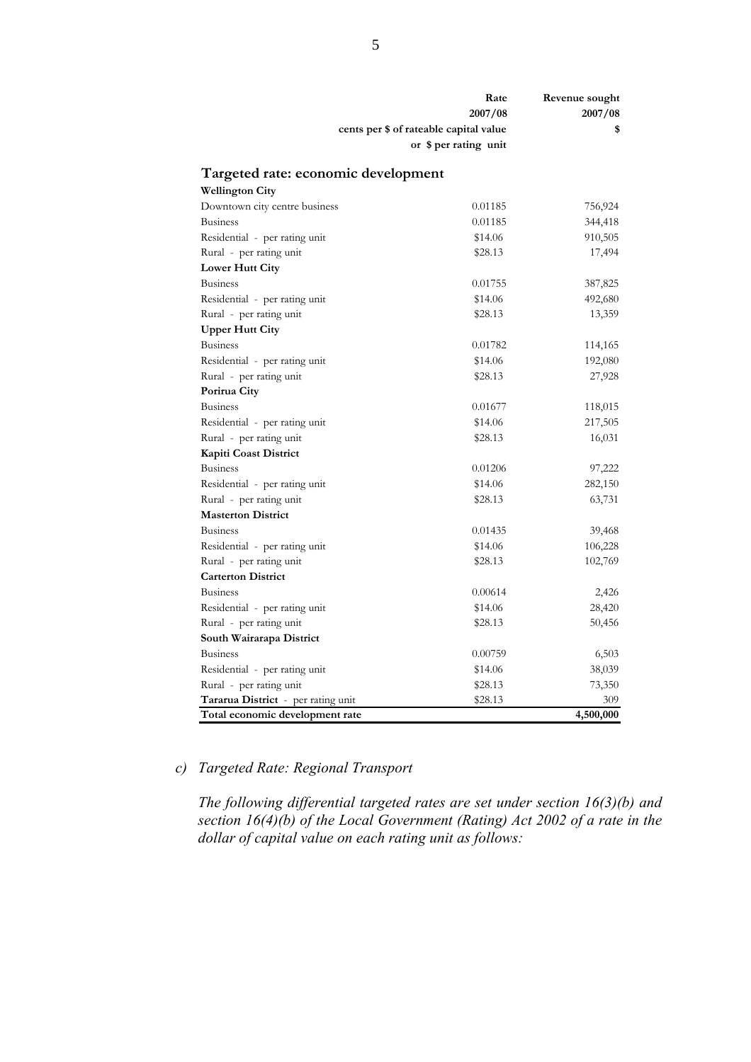| | Rate 2007/08 cents per $ of rateable capital value or $ per rating unit | Revenue sought 2007/08 $ |
|---|---|---|
| **Targeted rate: economic development** | | |
| **Wellington City** | | |
| Downtown city centre business | 0.01185 | 756,924 |
| Business | 0.01185 | 344,418 |
| Residential - per rating unit | $14.06 | 910,505 |
| Rural - per rating unit | $28.13 | 17,494 |
| **Lower Hutt City** | | |
| Business | 0.01755 | 387,825 |
| Residential - per rating unit | $14.06 | 492,680 |
| Rural - per rating unit | $28.13 | 13,359 |
| **Upper Hutt City** | | |
| Business | 0.01782 | 114,165 |
| Residential - per rating unit | $14.06 | 192,080 |
| Rural - per rating unit | $28.13 | 27,928 |
| **Porirua City** | | |
| Business | 0.01677 | 118,015 |
| Residential - per rating unit | $14.06 | 217,505 |
| Rural - per rating unit | $28.13 | 16,031 |
| **Kapiti Coast District** | | |
| Business | 0.01206 | 97,222 |
| Residential - per rating unit | $14.06 | 282,150 |
| Rural - per rating unit | $28.13 | 63,731 |
| **Masterton District** | | |
| Business | 0.01435 | 39,468 |
| Residential - per rating unit | $14.06 | 106,228 |
| Rural - per rating unit | $28.13 | 102,769 |
| **Carterton District** | | |
| Business | 0.00614 | 2,426 |
| Residential - per rating unit | $14.06 | 28,420 |
| Rural - per rating unit | $28.13 | 50,456 |
| **South Wairarapa District** | | |
| Business | 0.00759 | 6,503 |
| Residential - per rating unit | $14.06 | 38,039 |
| Rural - per rating unit | $28.13 | 73,350 |
| **Tararua District** - per rating unit | $28.13 | 309 |
| **Total economic development rate** | | **4,500,000** |

*c) Targeted Rate: Regional Transport*

*The following differential targeted rates are set under section 16(3)(b) and section 16(4)(b) of the Local Government (Rating) Act 2002 of a rate in the dollar of capital value on each rating unit as follows:*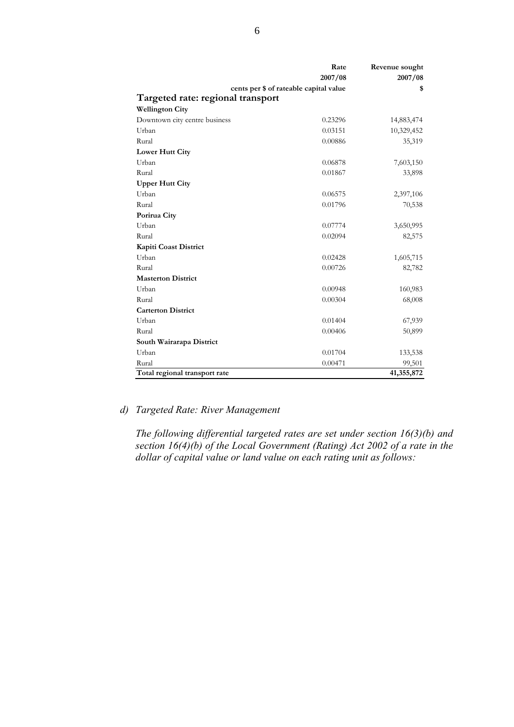| | Rate 2007/08 | Revenue sought 2007/08 |
|---|---|---|
| | cents per $ of rateable capital value | $ |
| **Targeted rate: regional transport** | | |
| **Wellington City** | | |
| Downtown city centre business | 0.23296 | 14,883,474 |
| Urban | 0.03151 | 10,329,452 |
| Rural | 0.00886 | 35,319 |
| **Lower Hutt City** | | |
| Urban | 0.06878 | 7,603,150 |
| Rural | 0.01867 | 33,898 |
| **Upper Hutt City** | | |
| Urban | 0.06575 | 2,397,106 |
| Rural | 0.01796 | 70,538 |
| **Porirua City** | | |
| Urban | 0.07774 | 3,650,995 |
| Rural | 0.02094 | 82,575 |
| **Kapiti Coast District** | | |
| Urban | 0.02428 | 1,605,715 |
| Rural | 0.00726 | 82,782 |
| **Masterton District** | | |
| Urban | 0.00948 | 160,983 |
| Rural | 0.00304 | 68,008 |
| **Carterton District** | | |
| Urban | 0.01404 | 67,939 |
| Rural | 0.00406 | 50,899 |
| **South Wairarapa District** | | |
| Urban | 0.01704 | 133,538 |
| Rural | 0.00471 | 99,501 |
| **Total regional transport rate** | | **41,355,872** |

*d) Targeted Rate: River Management*

*The following differential targeted rates are set under section 16(3)(b) and section 16(4)(b) of the Local Government (Rating) Act 2002 of a rate in the dollar of capital value or land value on each rating unit as follows:*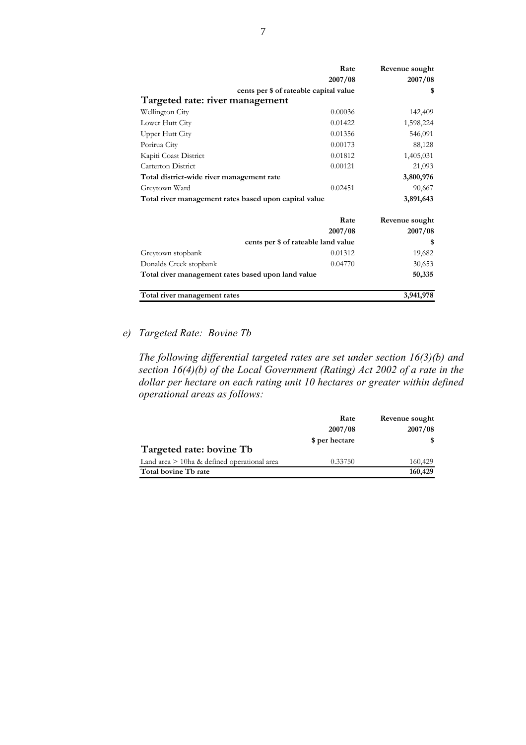| | Rate | Revenue sought |
|---|---|---|
| | 2007/08 | 2007/08 |
| | cents per $ of rateable capital value | $ |
| **Targeted rate: river management** | | |
| Wellington City | 0.00036 | 142,409 |
| Lower Hutt City | 0.01422 | 1,598,224 |
| Upper Hutt City | 0.01356 | 546,091 |
| Porirua City | 0.00173 | 88,128 |
| Kapiti Coast District | 0.01812 | 1,405,031 |
| Carterton District | 0.00121 | 21,093 |
| **Total district-wide river management rate** | | **3,800,976** |
| Greytown Ward | 0.02451 | 90,667 |
| **Total river management rates based upon capital value** | | **3,891,643** |

| | Rate | Revenue sought |
|---|---|---|
| | 2007/08 | 2007/08 |
| | cents per $ of rateable land value | $ |
| Greytown stopbank | 0.01312 | 19,682 |
| Donalds Creek stopbank | 0.04770 | 30,653 |
| **Total river management rates based upon land value** | | **50,335** |
| **Total river management rates** | | **3,941,978** |

*e) Targeted Rate: Bovine Tb*

*The following differential targeted rates are set under section 16(3)(b) and section 16(4)(b) of the Local Government (Rating) Act 2002 of a rate in the dollar per hectare on each rating unit 10 hectares or greater within defined operational areas as follows:*

| | Rate | Revenue sought |
|---|---|---|
| | 2007/08 | 2007/08 |
| | $ per hectare | $ |
| **Targeted rate: bovine Tb** | | |
| Land area > 10ha & defined operational area | 0.33750 | 160,429 |
| **Total bovine Tb rate** | | **160,429** |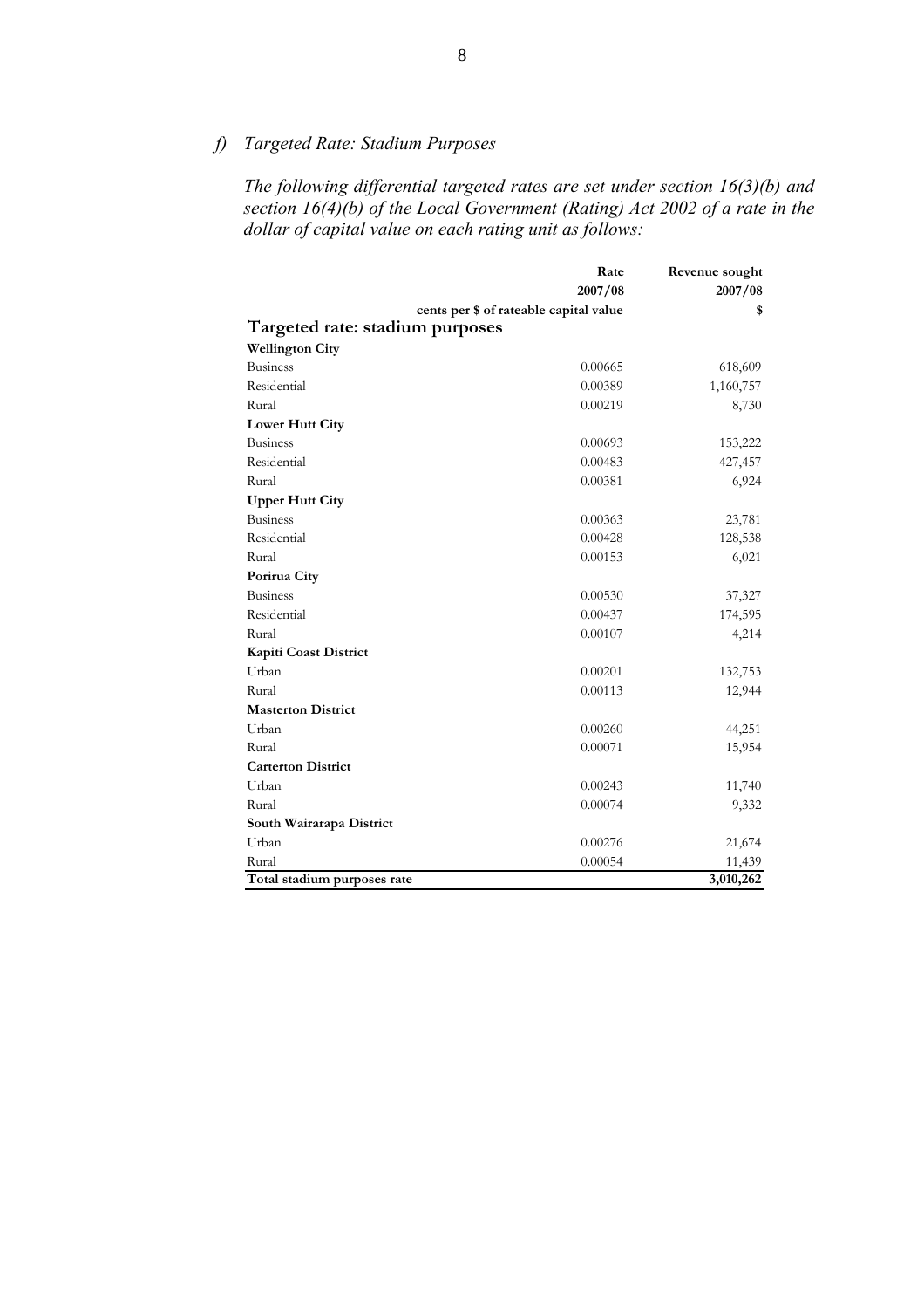### *f) Targeted Rate: Stadium Purposes*

*The following differential targeted rates are set under section 16(3)(b) and section 16(4)(b) of the Local Government (Rating) Act 2002 of a rate in the dollar of capital value on each rating unit as follows:*

| | Rate 2007/08 cents per $ of rateable capital value | Revenue sought 2007/08 $ |
|---|---|---|
| **Targeted rate: stadium purposes** | | |
| **Wellington City** | | |
| Business | 0.00665 | 618,609 |
| Residential | 0.00389 | 1,160,757 |
| Rural | 0.00219 | 8,730 |
| **Lower Hutt City** | | |
| Business | 0.00693 | 153,222 |
| Residential | 0.00483 | 427,457 |
| Rural | 0.00381 | 6,924 |
| **Upper Hutt City** | | |
| Business | 0.00363 | 23,781 |
| Residential | 0.00428 | 128,538 |
| Rural | 0.00153 | 6,021 |
| **Porirua City** | | |
| Business | 0.00530 | 37,327 |
| Residential | 0.00437 | 174,595 |
| Rural | 0.00107 | 4,214 |
| **Kapiti Coast District** | | |
| Urban | 0.00201 | 132,753 |
| Rural | 0.00113 | 12,944 |
| **Masterton District** | | |
| Urban | 0.00260 | 44,251 |
| Rural | 0.00071 | 15,954 |
| **Carterton District** | | |
| Urban | 0.00243 | 11,740 |
| Rural | 0.00074 | 9,332 |
| **South Wairarapa District** | | |
| Urban | 0.00276 | 21,674 |
| Rural | 0.00054 | 11,439 |
| **Total stadium purposes rate** | | **3,010,262** |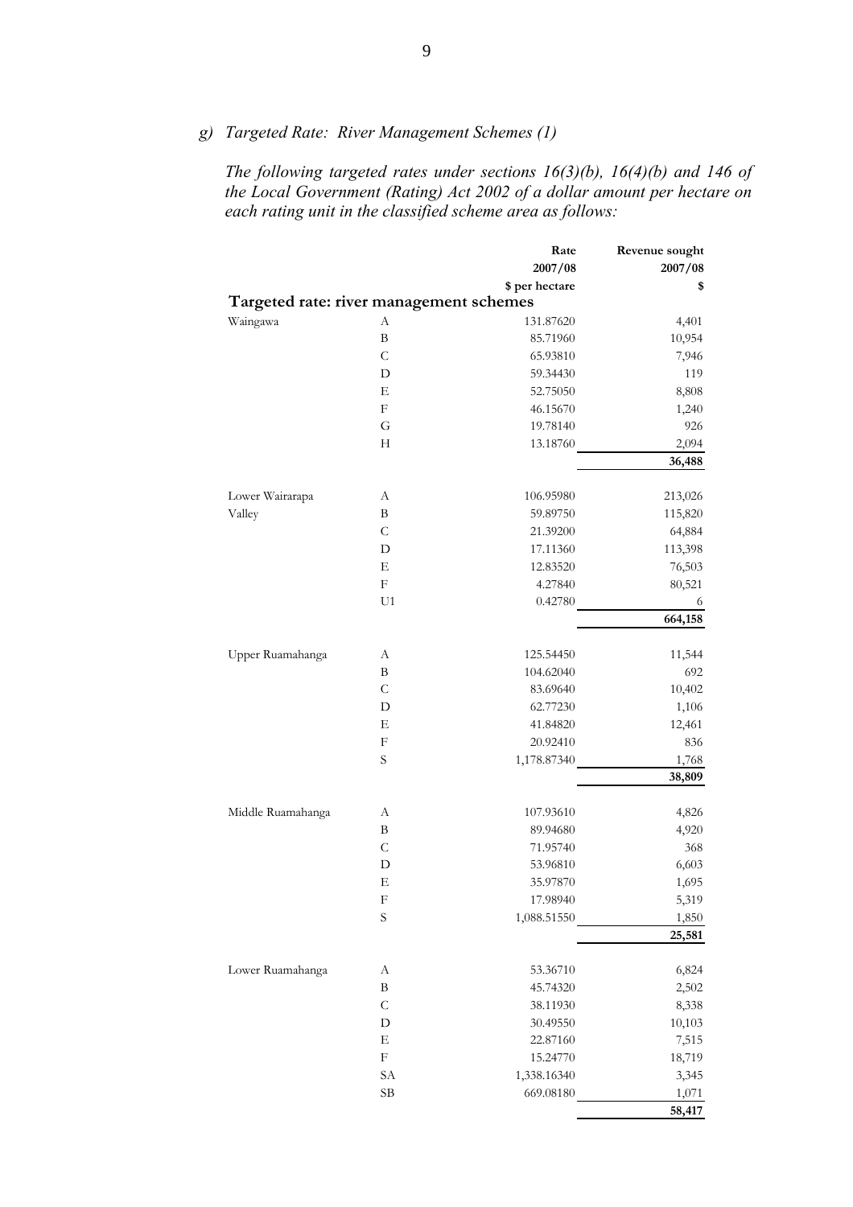*g) Targeted Rate: River Management Schemes (1)*

*The following targeted rates under sections 16(3)(b), 16(4)(b) and 146 of the Local Government (Rating) Act 2002 of a dollar amount per hectare on each rating unit in the classified scheme area as follows:*

| | | Rate 2007/08 $ per hectare | Revenue sought 2007/08 $ |
|---|---|---|---|
| **Targeted rate: river management schemes** | | | |
| Waingawa | A | 131.87620 | 4,401 |
| | B | 85.71960 | 10,954 |
| | C | 65.93810 | 7,946 |
| | D | 59.34430 | 119 |
| | E | 52.75050 | 8,808 |
| | F | 46.15670 | 1,240 |
| | G | 19.78140 | 926 |
| | H | 13.18760 | 2,094 |
| | | | **36,488** |
| Lower Wairarapa Valley | A | 106.95980 | 213,026 |
| | B | 59.89750 | 115,820 |
| | C | 21.39200 | 64,884 |
| | D | 17.11360 | 113,398 |
| | E | 12.83520 | 76,503 |
| | F | 4.27840 | 80,521 |
| | U1 | 0.42780 | 6 |
| | | | **664,158** |
| Upper Ruamahanga | A | 125.54450 | 11,544 |
| | B | 104.62040 | 692 |
| | C | 83.69640 | 10,402 |
| | D | 62.77230 | 1,106 |
| | E | 41.84820 | 12,461 |
| | F | 20.92410 | 836 |
| | S | 1,178.87340 | 1,768 |
| | | | **38,809** |
| Middle Ruamahanga | A | 107.93610 | 4,826 |
| | B | 89.94680 | 4,920 |
| | C | 71.95740 | 368 |
| | D | 53.96810 | 6,603 |
| | E | 35.97870 | 1,695 |
| | F | 17.98940 | 5,319 |
| | S | 1,088.51550 | 1,850 |
| | | | **25,581** |
| Lower Ruamahanga | A | 53.36710 | 6,824 |
| | B | 45.74320 | 2,502 |
| | C | 38.11930 | 8,338 |
| | D | 30.49550 | 10,103 |
| | E | 22.87160 | 7,515 |
| | F | 15.24770 | 18,719 |
| | SA | 1,338.16340 | 3,345 |
| | SB | 669.08180 | 1,071 |
| | | | **58,417** |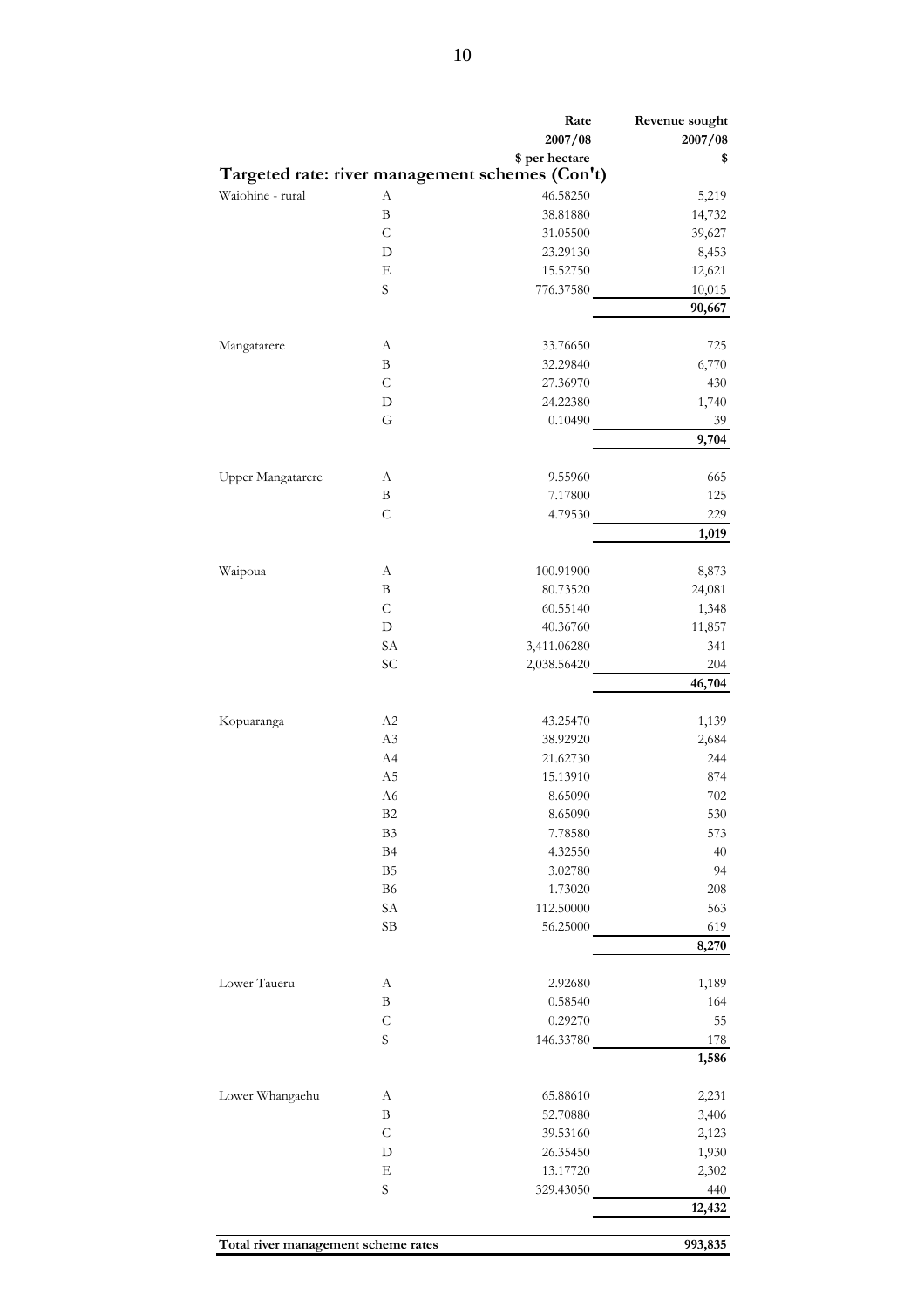## Targeted rate: river management schemes (Con't)

| | | Rate 2007/08 $ per hectare | Revenue sought 2007/08 $ |
|---|---|---|---|
| Waiohine - rural | A | 46.58250 | 5,219 |
| | B | 38.81880 | 14,732 |
| | C | 31.05500 | 39,627 |
| | D | 23.29130 | 8,453 |
| | E | 15.52750 | 12,621 |
| | S | 776.37580 | 10,015 |
| | | | **90,667** |
| Mangatarere | A | 33.76650 | 725 |
| | B | 32.29840 | 6,770 |
| | C | 27.36970 | 430 |
| | D | 24.22380 | 1,740 |
| | G | 0.10490 | 39 |
| | | | **9,704** |
| Upper Mangatarere | A | 9.55960 | 665 |
| | B | 7.17800 | 125 |
| | C | 4.79530 | 229 |
| | | | **1,019** |
| Waipoua | A | 100.91900 | 8,873 |
| | B | 80.73520 | 24,081 |
| | C | 60.55140 | 1,348 |
| | D | 40.36760 | 11,857 |
| | SA | 3,411.06280 | 341 |
| | SC | 2,038.56420 | 204 |
| | | | **46,704** |
| Kopuaranga | A2 | 43.25470 | 1,139 |
| | A3 | 38.92920 | 2,684 |
| | A4 | 21.62730 | 244 |
| | A5 | 15.13910 | 874 |
| | A6 | 8.65090 | 702 |
| | B2 | 8.65090 | 530 |
| | B3 | 7.78580 | 573 |
| | B4 | 4.32550 | 40 |
| | B5 | 3.02780 | 94 |
| | B6 | 1.73020 | 208 |
| | SA | 112.50000 | 563 |
| | SB | 56.25000 | 619 |
| | | | **8,270** |
| Lower Taueru | A | 2.92680 | 1,189 |
| | B | 0.58540 | 164 |
| | C | 0.29270 | 55 |
| | S | 146.33780 | 178 |
| | | | **1,586** |
| Lower Whangaehu | A | 65.88610 | 2,231 |
| | B | 52.70880 | 3,406 |
| | C | 39.53160 | 2,123 |
| | D | 26.35450 | 1,930 |
| | E | 13.17720 | 2,302 |
| | S | 329.43050 | 440 |
| | | | **12,432** |
| **Total river management scheme rates** | | | **993,835** |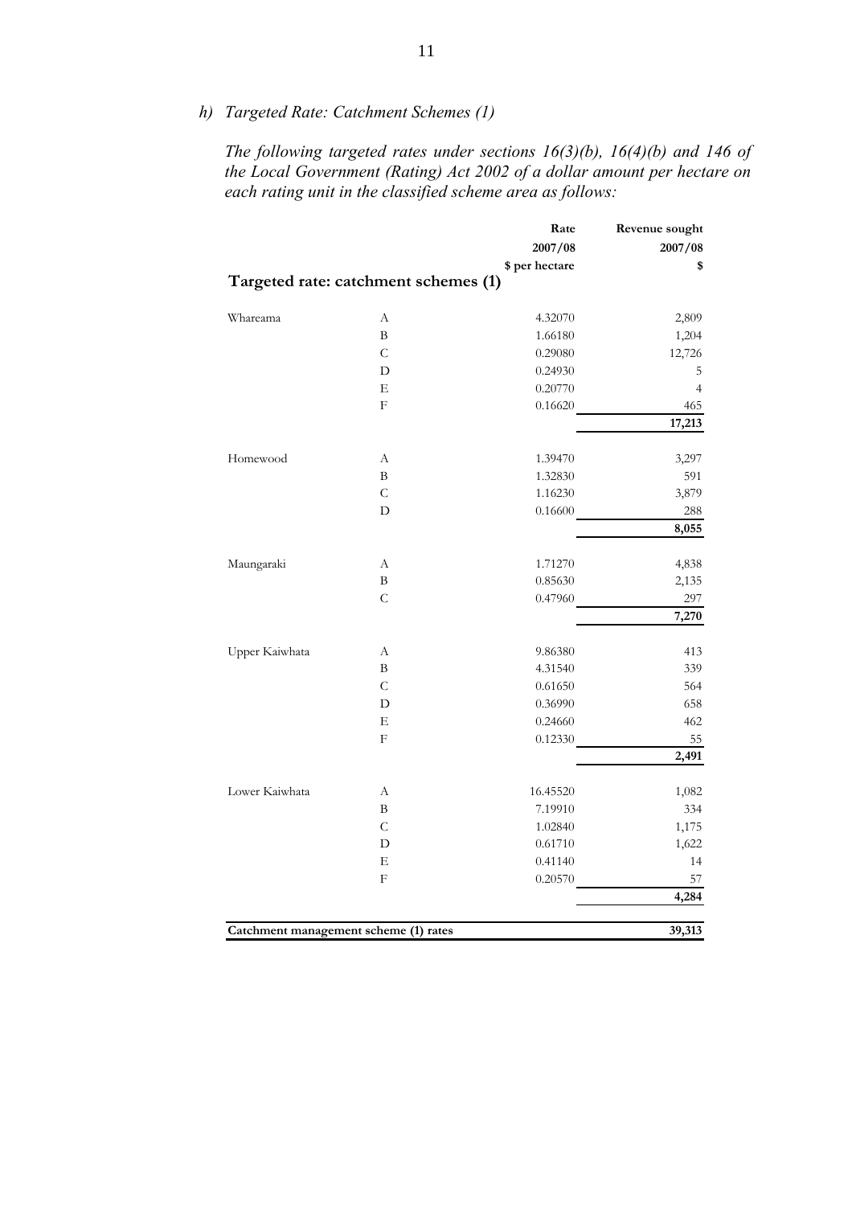*h) Targeted Rate: Catchment Schemes (1)*

*The following targeted rates under sections 16(3)(b), 16(4)(b) and 146 of the Local Government (Rating) Act 2002 of a dollar amount per hectare on each rating unit in the classified scheme area as follows:*

| Targeted rate: catchment schemes (1) | | Rate 2007/08 $ per hectare | Revenue sought 2007/08 $ |
|---|---|---|---|
| Whareama | A | 4.32070 | 2,809 |
| | B | 1.66180 | 1,204 |
| | C | 0.29080 | 12,726 |
| | D | 0.24930 | 5 |
| | E | 0.20770 | 4 |
| | F | 0.16620 | 465 |
| | | | **17,213** |
| Homewood | A | 1.39470 | 3,297 |
| | B | 1.32830 | 591 |
| | C | 1.16230 | 3,879 |
| | D | 0.16600 | 288 |
| | | | **8,055** |
| Maungaraki | A | 1.71270 | 4,838 |
| | B | 0.85630 | 2,135 |
| | C | 0.47960 | 297 |
| | | | **7,270** |
| Upper Kaiwhata | A | 9.86380 | 413 |
| | B | 4.31540 | 339 |
| | C | 0.61650 | 564 |
| | D | 0.36990 | 658 |
| | E | 0.24660 | 462 |
| | F | 0.12330 | 55 |
| | | | **2,491** |
| Lower Kaiwhata | A | 16.45520 | 1,082 |
| | B | 7.19910 | 334 |
| | C | 1.02840 | 1,175 |
| | D | 0.61710 | 1,622 |
| | E | 0.41140 | 14 |
| | F | 0.20570 | 57 |
| | | | **4,284** |
| **Catchment management scheme (1) rates** | | | **39,313** |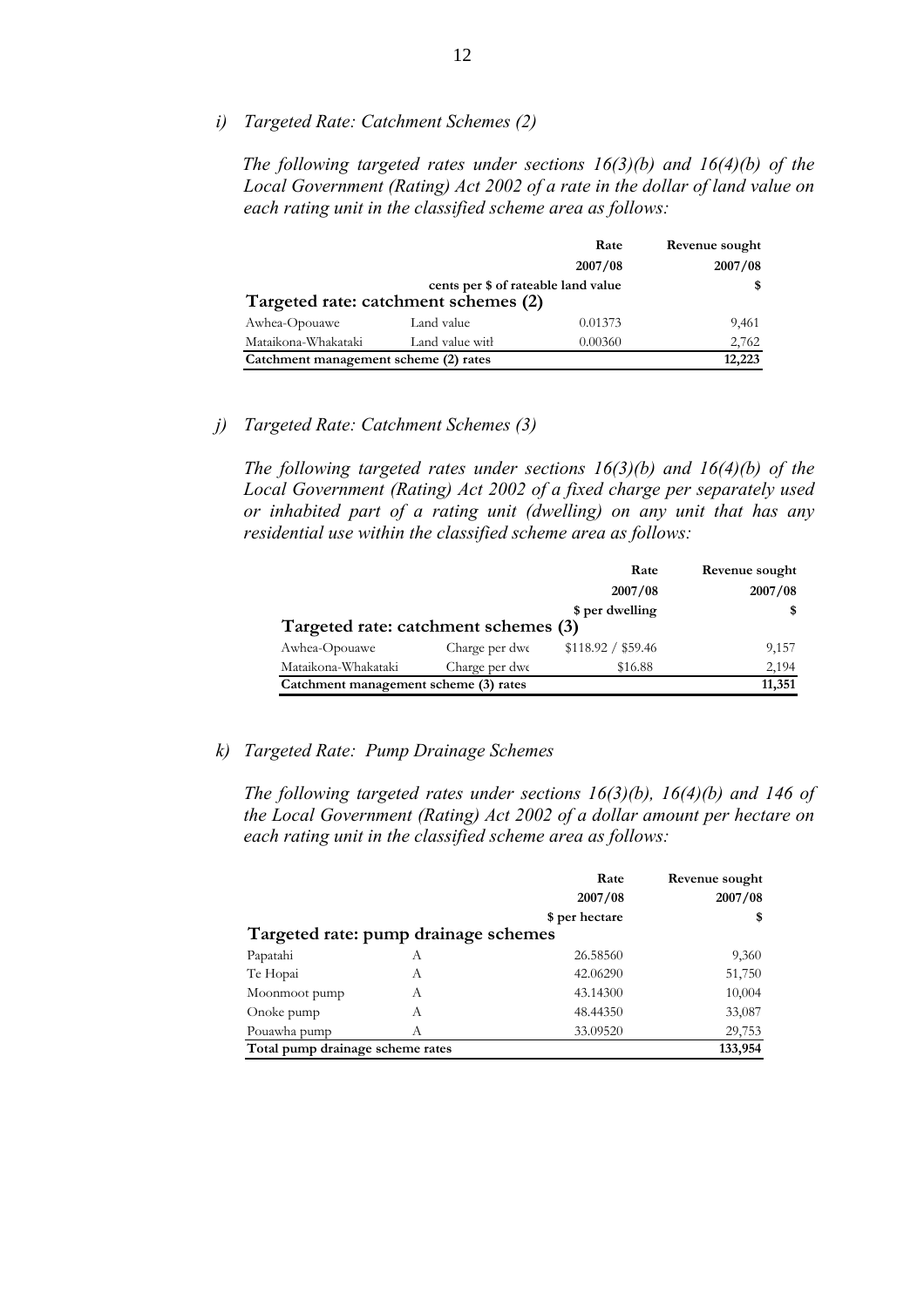*i) Targeted Rate: Catchment Schemes (2)*

*The following targeted rates under sections 16(3)(b) and 16(4)(b) of the Local Government (Rating) Act 2002 of a rate in the dollar of land value on each rating unit in the classified scheme area as follows:*

| | | Rate | Revenue sought |
|---|---|---|---|
| | | 2007/08 | 2007/08 |
| | | cents per $ of rateable land value | $ |
| **Targeted rate: catchment schemes (2)** | | | |
| Awhea-Opouawe | Land value | 0.01373 | 9,461 |
| Mataikona-Whakataki | Land value witl | 0.00360 | 2,762 |
| **Catchment management scheme (2) rates** | | | **12,223** |

*j) Targeted Rate: Catchment Schemes (3)*

*The following targeted rates under sections 16(3)(b) and 16(4)(b) of the Local Government (Rating) Act 2002 of a fixed charge per separately used or inhabited part of a rating unit (dwelling) on any unit that has any residential use within the classified scheme area as follows:*

| | | Rate | Revenue sought |
|---|---|---|---|
| | | 2007/08 | 2007/08 |
| | | $ per dwelling | $ |
| **Targeted rate: catchment schemes (3)** | | | |
| Awhea-Opouawe | Charge per dwe | $118.92 / $59.46 | 9,157 |
| Mataikona-Whakataki | Charge per dwe | $16.88 | 2,194 |
| **Catchment management scheme (3) rates** | | | **11,351** |

*k) Targeted Rate: Pump Drainage Schemes*

*The following targeted rates under sections 16(3)(b), 16(4)(b) and 146 of the Local Government (Rating) Act 2002 of a dollar amount per hectare on each rating unit in the classified scheme area as follows:*

| | | Rate | Revenue sought |
|---|---|---|---|
| | | 2007/08 | 2007/08 |
| | | $ per hectare | $ |
| **Targeted rate: pump drainage schemes** | | | |
| Papatahi | A | 26.58560 | 9,360 |
| Te Hopai | A | 42.06290 | 51,750 |
| Moonmoot pump | A | 43.14300 | 10,004 |
| Onoke pump | A | 48.44350 | 33,087 |
| Pouawha pump | A | 33.09520 | 29,753 |
| **Total pump drainage scheme rates** | | | **133,954** |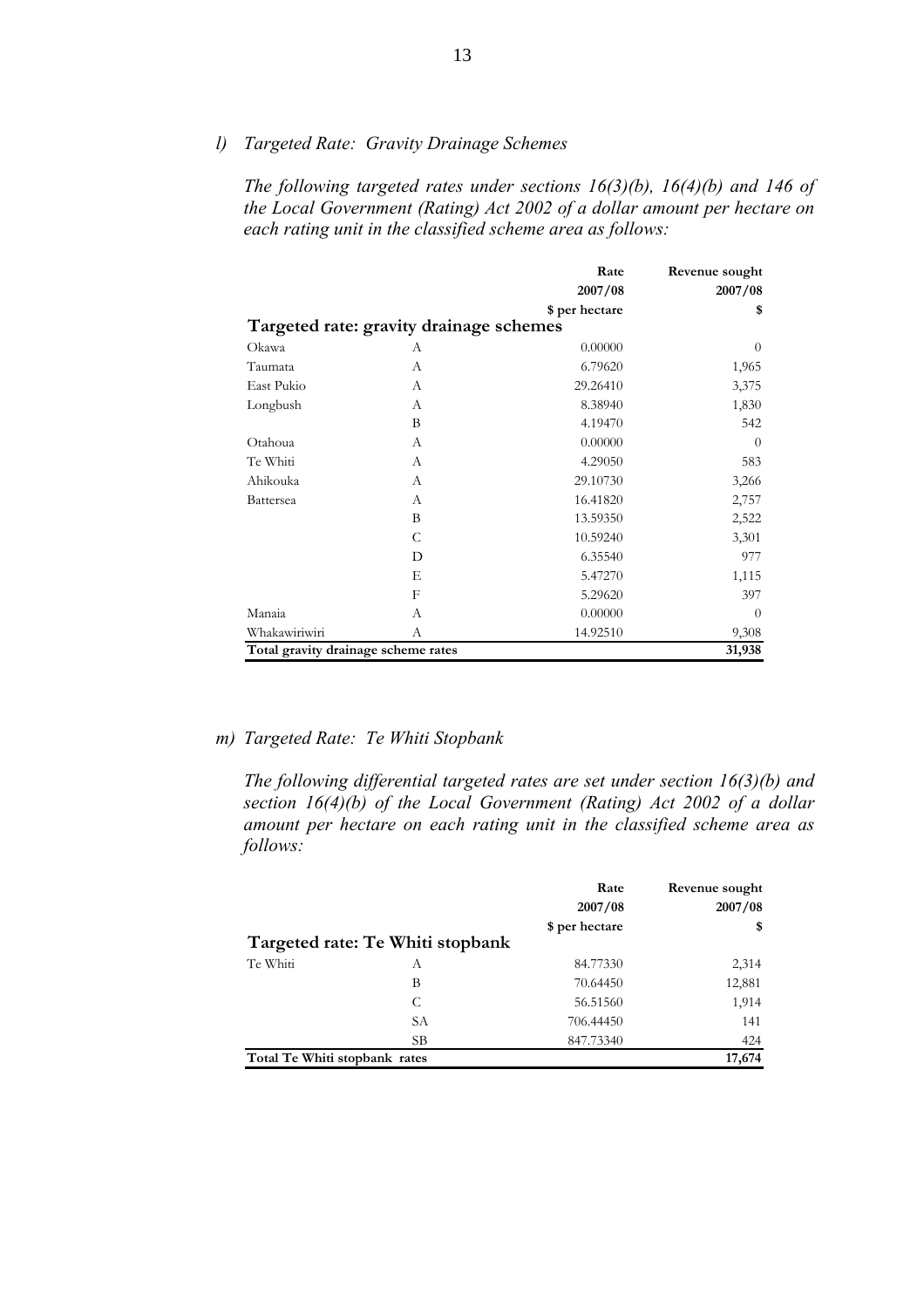*l) Targeted Rate: Gravity Drainage Schemes*

*The following targeted rates under sections 16(3)(b), 16(4)(b) and 146 of the Local Government (Rating) Act 2002 of a dollar amount per hectare on each rating unit in the classified scheme area as follows:*

| | | Rate 2007/08 \$ per hectare | Revenue sought 2007/08 \$ |
|---|---|---|---|
| **Targeted rate: gravity drainage schemes** | | | |
| Okawa | A | 0.00000 | 0 |
| Taumata | A | 6.79620 | 1,965 |
| East Pukio | A | 29.26410 | 3,375 |
| Longbush | A | 8.38940 | 1,830 |
| | B | 4.19470 | 542 |
| Otahoua | A | 0.00000 | 0 |
| Te Whiti | A | 4.29050 | 583 |
| Ahikouka | A | 29.10730 | 3,266 |
| Battersea | A | 16.41820 | 2,757 |
| | B | 13.59350 | 2,522 |
| | C | 10.59240 | 3,301 |
| | D | 6.35540 | 977 |
| | E | 5.47270 | 1,115 |
| | F | 5.29620 | 397 |
| Manaia | A | 0.00000 | 0 |
| Whakawiriwiri | A | 14.92510 | 9,308 |
| **Total gravity drainage scheme rates** | | | **31,938** |

*m) Targeted Rate: Te Whiti Stopbank*

*The following differential targeted rates are set under section 16(3)(b) and section 16(4)(b) of the Local Government (Rating) Act 2002 of a dollar amount per hectare on each rating unit in the classified scheme area as follows:*

| | | Rate 2007/08 \$ per hectare | Revenue sought 2007/08 \$ |
|---|---|---|---|
| **Targeted rate: Te Whiti stopbank** | | | |
| Te Whiti | A | 84.77330 | 2,314 |
| | B | 70.64450 | 12,881 |
| | C | 56.51560 | 1,914 |
| | SA | 706.44450 | 141 |
| | SB | 847.73340 | 424 |
| **Total Te Whiti stopbank rates** | | | **17,674** |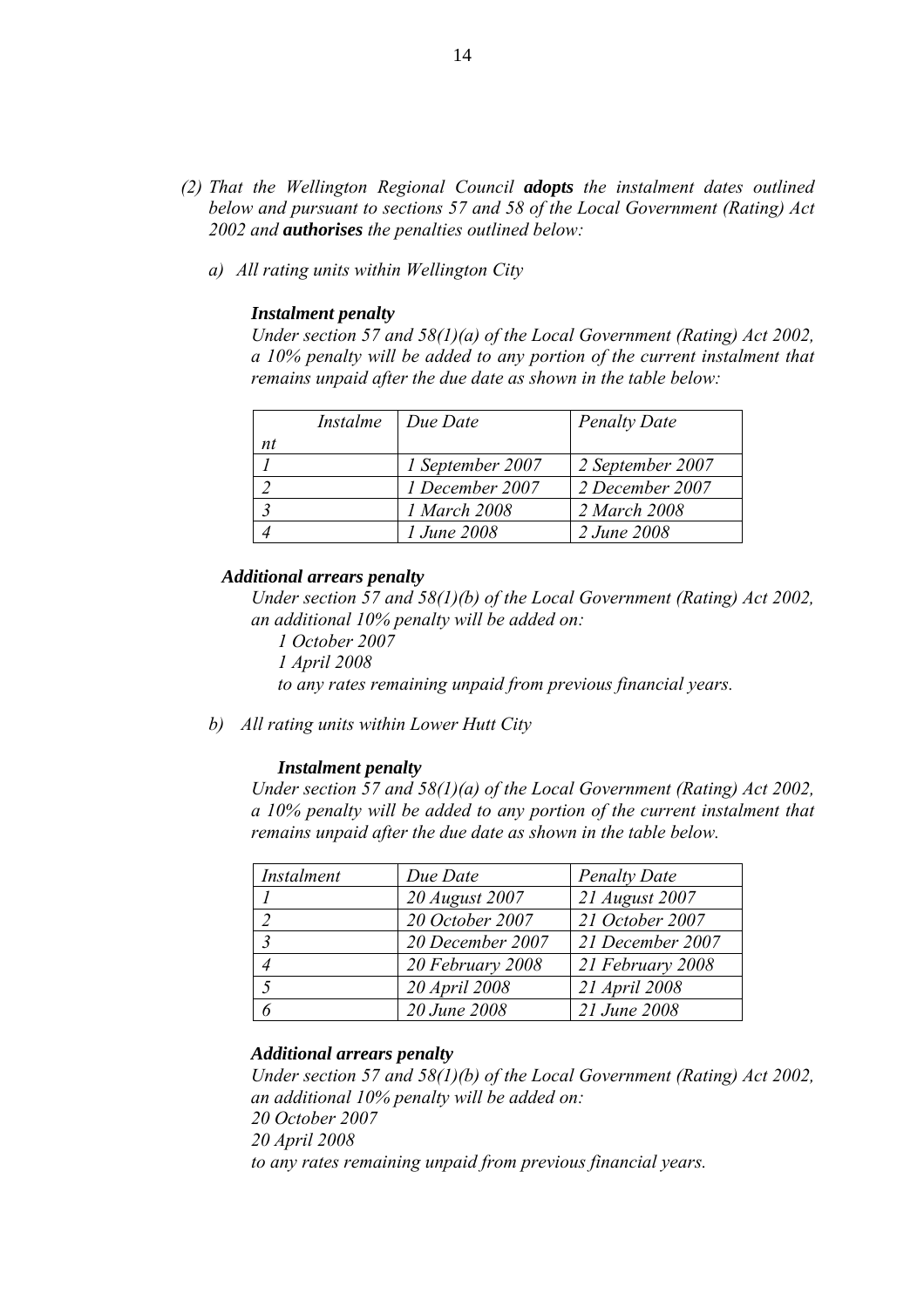*(2) That the Wellington Regional Council **adopts** the instalment dates outlined below and pursuant to sections 57 and 58 of the Local Government (Rating) Act 2002 and **authorises** the penalties outlined below:*

*a) All rating units within Wellington City*

***Instalment penalty***

*Under section 57 and 58(1)(a) of the Local Government (Rating) Act 2002, a 10% penalty will be added to any portion of the current instalment that remains unpaid after the due date as shown in the table below:*

| *Instalment* | *Due Date* | *Penalty Date* |
|---|---|---|
| *1* | *1 September 2007* | *2 September 2007* |
| *2* | *1 December 2007* | *2 December 2007* |
| *3* | *1 March 2008* | *2 March 2008* |
| *4* | *1 June 2008* | *2 June 2008* |

***Additional arrears penalty***

*Under section 57 and 58(1)(b) of the Local Government (Rating) Act 2002, an additional 10% penalty will be added on:*

*1 October 2007*
*1 April 2008*
*to any rates remaining unpaid from previous financial years.*

*b) All rating units within Lower Hutt City*

***Instalment penalty***

*Under section 57 and 58(1)(a) of the Local Government (Rating) Act 2002, a 10% penalty will be added to any portion of the current instalment that remains unpaid after the due date as shown in the table below.*

| *Instalment* | *Due Date* | *Penalty Date* |
|---|---|---|
| *1* | *20 August 2007* | *21 August 2007* |
| *2* | *20 October 2007* | *21 October 2007* |
| *3* | *20 December 2007* | *21 December 2007* |
| *4* | *20 February 2008* | *21 February 2008* |
| *5* | *20 April 2008* | *21 April 2008* |
| *6* | *20 June 2008* | *21 June 2008* |

***Additional arrears penalty***

*Under section 57 and 58(1)(b) of the Local Government (Rating) Act 2002, an additional 10% penalty will be added on:*
*20 October 2007*
*20 April 2008*
*to any rates remaining unpaid from previous financial years.*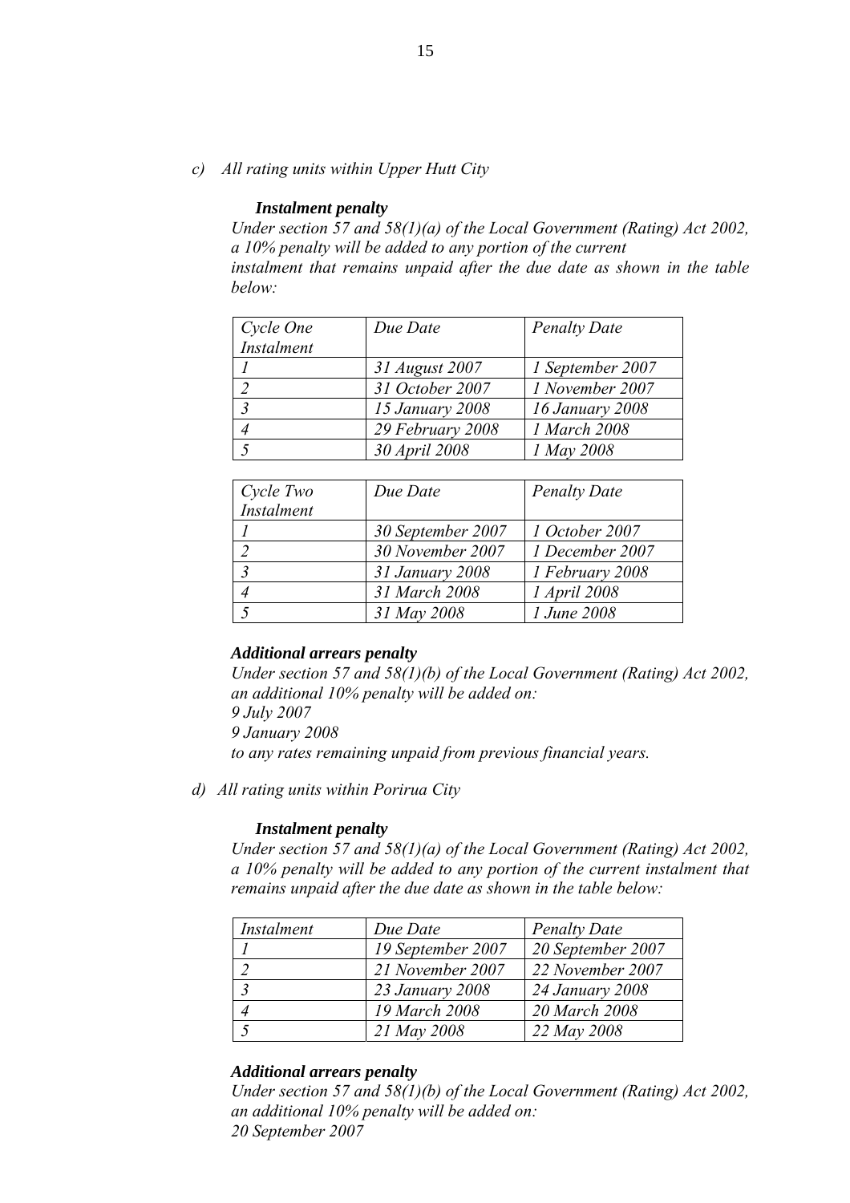*c) All rating units within Upper Hutt City*

***Instalment penalty***

*Under section 57 and 58(1)(a) of the Local Government (Rating) Act 2002, a 10% penalty will be added to any portion of the current instalment that remains unpaid after the due date as shown in the table below:*

| *Cycle One Instalment* | *Due Date* | *Penalty Date* |
|---|---|---|
| *1* | *31 August 2007* | *1 September 2007* |
| *2* | *31 October 2007* | *1 November 2007* |
| *3* | *15 January 2008* | *16 January 2008* |
| *4* | *29 February 2008* | *1 March 2008* |
| *5* | *30 April 2008* | *1 May 2008* |

| *Cycle Two Instalment* | *Due Date* | *Penalty Date* |
|---|---|---|
| *1* | *30 September 2007* | *1 October 2007* |
| *2* | *30 November 2007* | *1 December 2007* |
| *3* | *31 January 2008* | *1 February 2008* |
| *4* | *31 March 2008* | *1 April 2008* |
| *5* | *31 May 2008* | *1 June 2008* |

***Additional arrears penalty***

*Under section 57 and 58(1)(b) of the Local Government (Rating) Act 2002, an additional 10% penalty will be added on:*
*9 July 2007*
*9 January 2008*
*to any rates remaining unpaid from previous financial years.*

*d) All rating units within Porirua City*

***Instalment penalty***

*Under section 57 and 58(1)(a) of the Local Government (Rating) Act 2002, a 10% penalty will be added to any portion of the current instalment that remains unpaid after the due date as shown in the table below:*

| *Instalment* | *Due Date* | *Penalty Date* |
|---|---|---|
| *1* | *19 September 2007* | *20 September 2007* |
| *2* | *21 November 2007* | *22 November 2007* |
| *3* | *23 January 2008* | *24 January 2008* |
| *4* | *19 March 2008* | *20 March 2008* |
| *5* | *21 May 2008* | *22 May 2008* |

***Additional arrears penalty***

*Under section 57 and 58(1)(b) of the Local Government (Rating) Act 2002, an additional 10% penalty will be added on:*
*20 September 2007*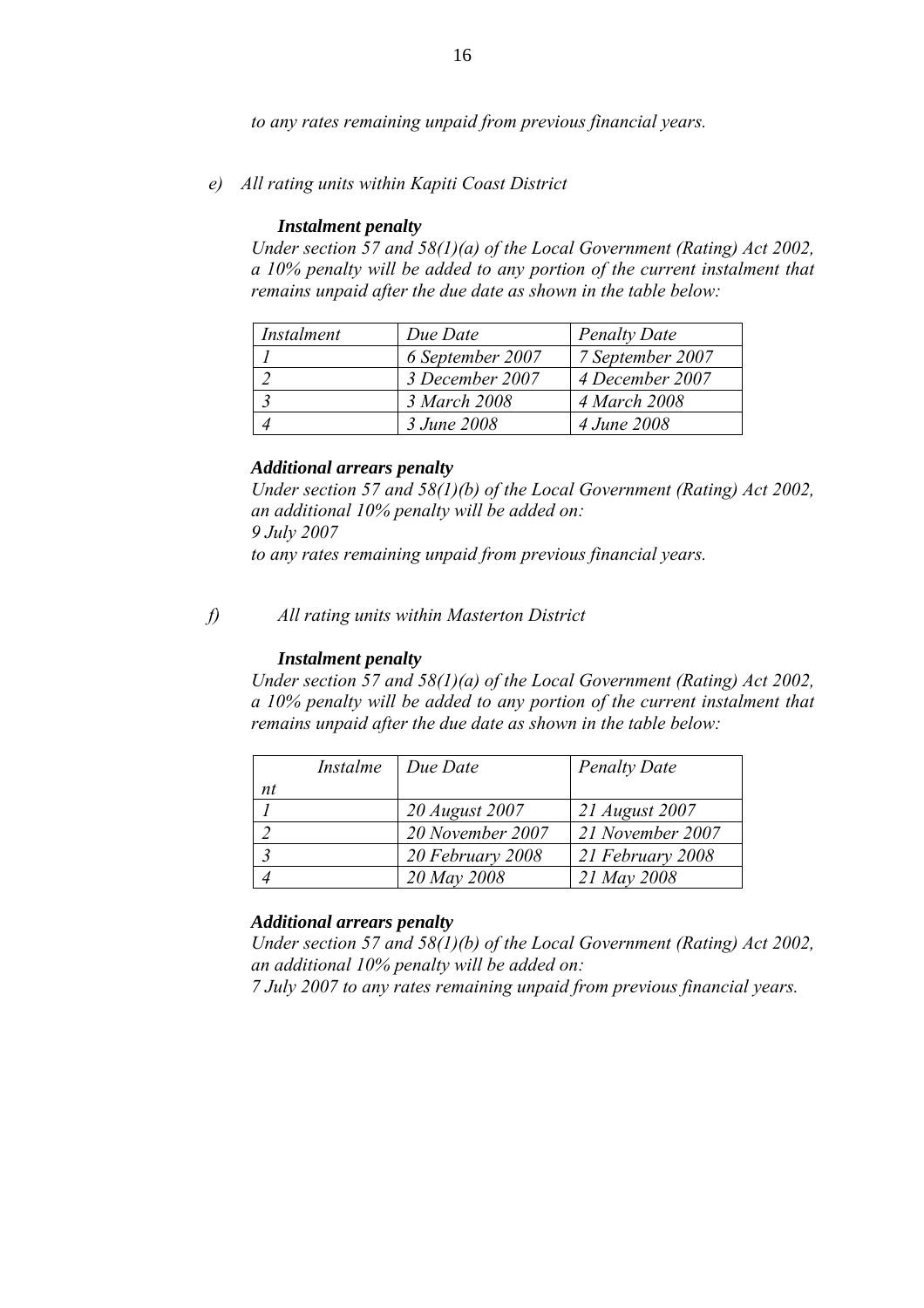*to any rates remaining unpaid from previous financial years.*

*e) All rating units within Kapiti Coast District*

***Instalment penalty***

*Under section 57 and 58(1)(a) of the Local Government (Rating) Act 2002, a 10% penalty will be added to any portion of the current instalment that remains unpaid after the due date as shown in the table below:*

| *Instalment* | *Due Date* | *Penalty Date* |
|---|---|---|
| *1* | *6 September 2007* | *7 September 2007* |
| *2* | *3 December 2007* | *4 December 2007* |
| *3* | *3 March 2008* | *4 March 2008* |
| *4* | *3 June 2008* | *4 June 2008* |

***Additional arrears penalty***

*Under section 57 and 58(1)(b) of the Local Government (Rating) Act 2002, an additional 10% penalty will be added on:*
*9 July 2007*
*to any rates remaining unpaid from previous financial years.*

*f) All rating units within Masterton District*

***Instalment penalty***

*Under section 57 and 58(1)(a) of the Local Government (Rating) Act 2002, a 10% penalty will be added to any portion of the current instalment that remains unpaid after the due date as shown in the table below:*

| *Instalment* | *Due Date* | *Penalty Date* |
|---|---|---|
| *1* | *20 August 2007* | *21 August 2007* |
| *2* | *20 November 2007* | *21 November 2007* |
| *3* | *20 February 2008* | *21 February 2008* |
| *4* | *20 May 2008* | *21 May 2008* |

***Additional arrears penalty***

*Under section 57 and 58(1)(b) of the Local Government (Rating) Act 2002, an additional 10% penalty will be added on:*
*7 July 2007 to any rates remaining unpaid from previous financial years.*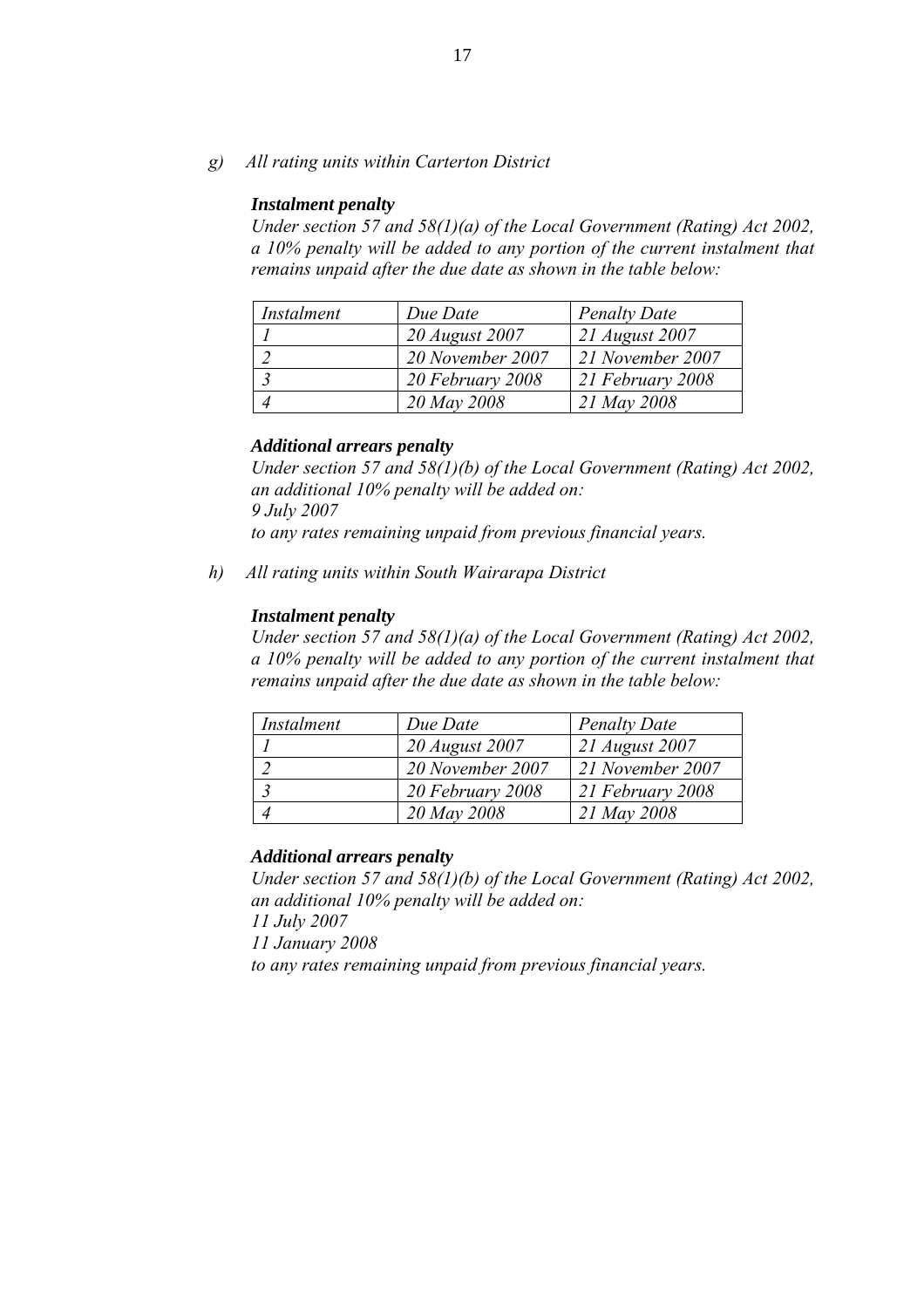*g) All rating units within Carterton District*

***Instalment penalty***

*Under section 57 and 58(1)(a) of the Local Government (Rating) Act 2002, a 10% penalty will be added to any portion of the current instalment that remains unpaid after the due date as shown in the table below:*

| *Instalment* | *Due Date* | *Penalty Date* |
|---|---|---|
| *1* | *20 August 2007* | *21 August 2007* |
| *2* | *20 November 2007* | *21 November 2007* |
| *3* | *20 February 2008* | *21 February 2008* |
| *4* | *20 May 2008* | *21 May 2008* |

***Additional arrears penalty***

*Under section 57 and 58(1)(b) of the Local Government (Rating) Act 2002, an additional 10% penalty will be added on:*
*9 July 2007*
*to any rates remaining unpaid from previous financial years.*

*h) All rating units within South Wairarapa District*

***Instalment penalty***

*Under section 57 and 58(1)(a) of the Local Government (Rating) Act 2002, a 10% penalty will be added to any portion of the current instalment that remains unpaid after the due date as shown in the table below:*

| *Instalment* | *Due Date* | *Penalty Date* |
|---|---|---|
| *1* | *20 August 2007* | *21 August 2007* |
| *2* | *20 November 2007* | *21 November 2007* |
| *3* | *20 February 2008* | *21 February 2008* |
| *4* | *20 May 2008* | *21 May 2008* |

***Additional arrears penalty***

*Under section 57 and 58(1)(b) of the Local Government (Rating) Act 2002, an additional 10% penalty will be added on:*
*11 July 2007*
*11 January 2008*
*to any rates remaining unpaid from previous financial years.*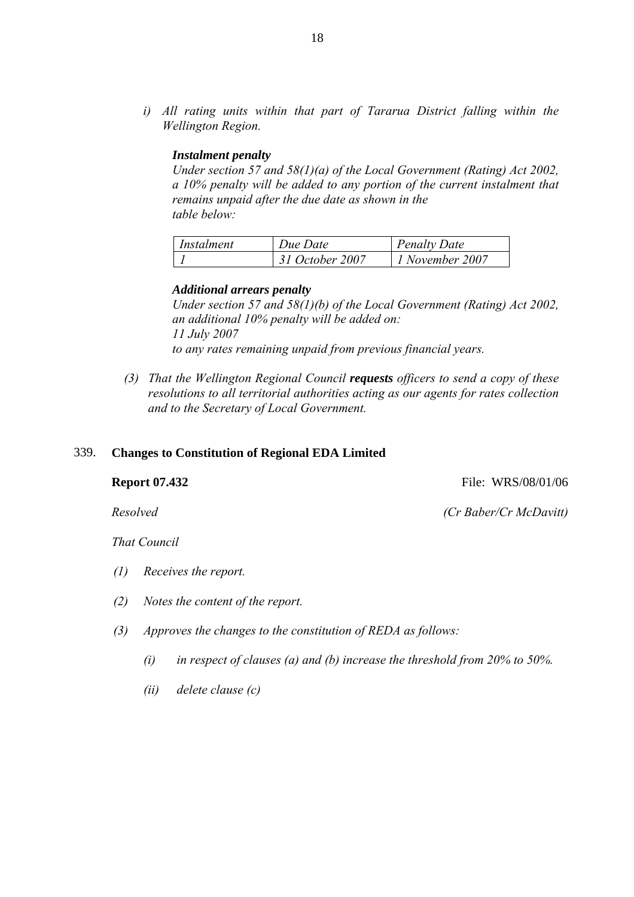*i) All rating units within that part of Tararua District falling within the Wellington Region.*

***Instalment penalty***

*Under section 57 and 58(1)(a) of the Local Government (Rating) Act 2002, a 10% penalty will be added to any portion of the current instalment that remains unpaid after the due date as shown in the table below:*

| *Instalment* | *Due Date* | *Penalty Date* |
|---|---|---|
| *1* | *31 October 2007* | *1 November 2007* |

***Additional arrears penalty***

*Under section 57 and 58(1)(b) of the Local Government (Rating) Act 2002, an additional 10% penalty will be added on:*
*11 July 2007*
*to any rates remaining unpaid from previous financial years.*

*(3) That the Wellington Regional Council **requests** officers to send a copy of these resolutions to all territorial authorities acting as our agents for rates collection and to the Secretary of Local Government.*

## 339. Changes to Constitution of Regional EDA Limited

**Report 07.432** File: WRS/08/01/06

*Resolved* *(Cr Baber/Cr McDavitt)*

*That Council*

*(1) Receives the report.*

*(2) Notes the content of the report.*

*(3) Approves the changes to the constitution of REDA as follows:*

*(i) in respect of clauses (a) and (b) increase the threshold from 20% to 50%.*

*(ii) delete clause (c)*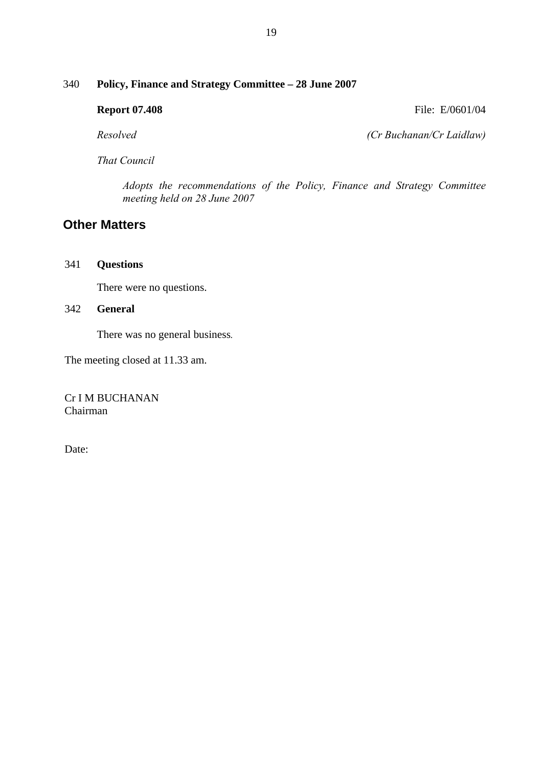340 **Policy, Finance and Strategy Committee – 28 June 2007**

**Report 07.408** File: E/0601/04

*Resolved* *(Cr Buchanan/Cr Laidlaw)*

*That Council*

*Adopts the recommendations of the Policy, Finance and Strategy Committee meeting held on 28 June 2007*

## Other Matters

341 **Questions**

There were no questions.

342 **General**

There was no general business.

The meeting closed at 11.33 am.

Cr I M BUCHANAN
Chairman

Date: